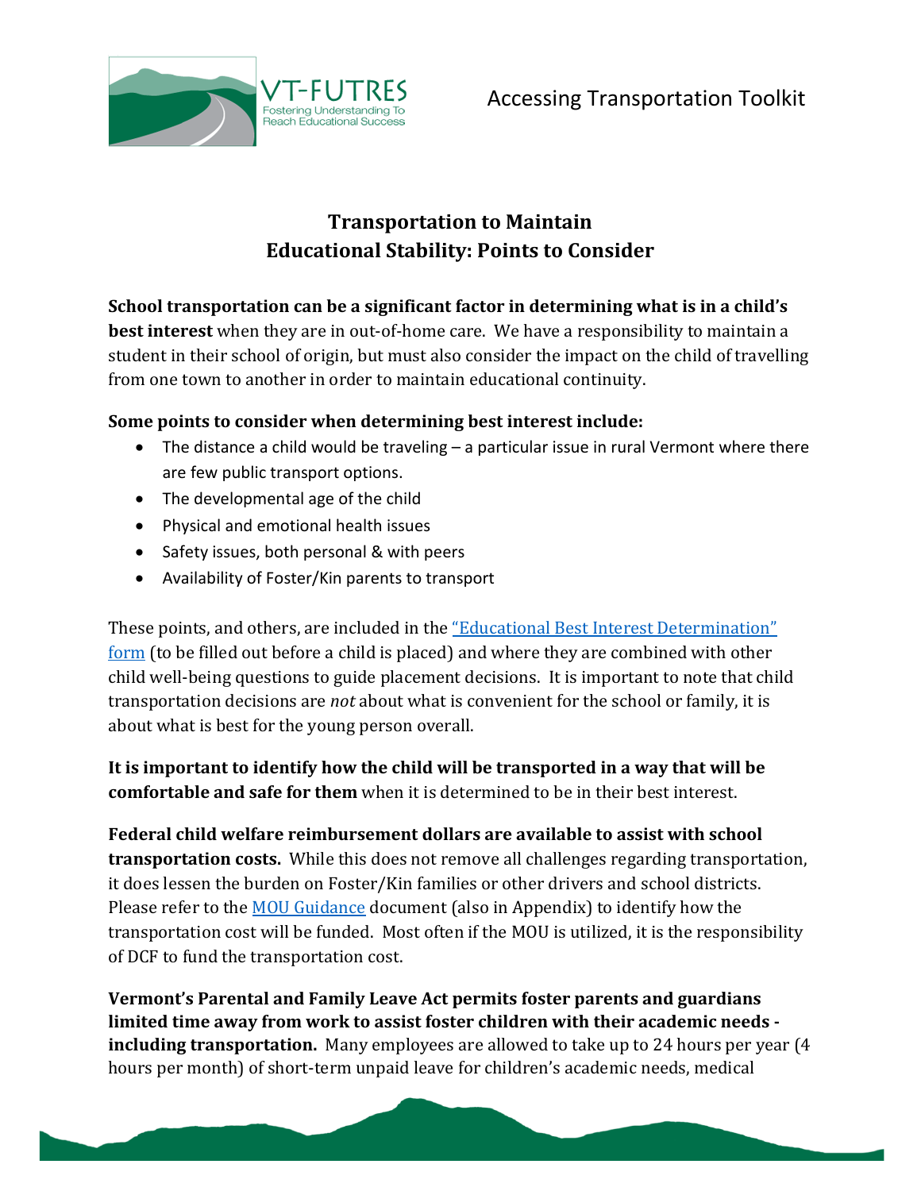# Transportation to Maintain Educational Stability: Points to Consider

**School transportation can be a significant factor in determining what is in a child's best interest** when they are in out-of-home care. We have a responsibility to maintain a student in their school of origin, but must also consider the impact on the child of travelling from one town to another in order to maintain educational continuity.

**Some points to consider when determining best interest include:**

- The distance a child would be traveling – a particular issue in rural Vermont where there are few public transport options.
- The developmental age of the child
- Physical and emotional health issues
- Safety issues, both personal & with peers
- Availability of Foster/Kin parents to transport

These points, and others, are included in the "Educational Best Interest Determination" form (to be filled out before a child is placed) and where they are combined with other child well-being questions to guide placement decisions. It is important to note that child transportation decisions are *not* about what is convenient for the school or family, it is about what is best for the young person overall.

**It is important to identify how the child will be transported in a way that will be comfortable and safe for them** when it is determined to be in their best interest.

**Federal child welfare reimbursement dollars are available to assist with school transportation costs.** While this does not remove all challenges regarding transportation, it does lessen the burden on Foster/Kin families or other drivers and school districts. Please refer to the MOU Guidance document (also in Appendix) to identify how the transportation cost will be funded. Most often if the MOU is utilized, it is the responsibility of DCF to fund the transportation cost.

**Vermont's Parental and Family Leave Act permits foster parents and guardians limited time away from work to assist foster children with their academic needs - including transportation.** Many employees are allowed to take up to 24 hours per year (4 hours per month) of short-term unpaid leave for children's academic needs, medical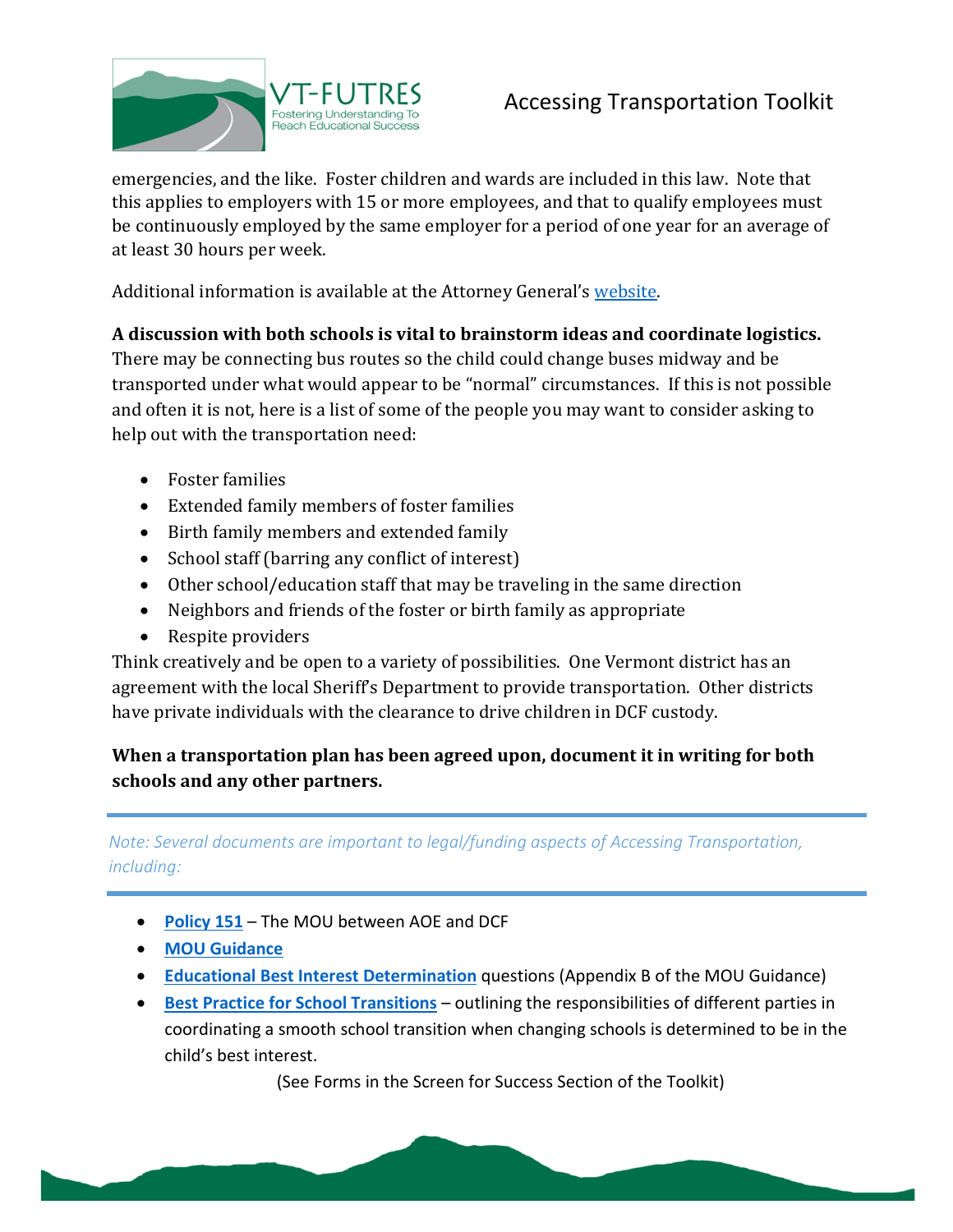emergencies, and the like. Foster children and wards are included in this law. Note that this applies to employers with 15 or more employees, and that to qualify employees must be continuously employed by the same employer for a period of one year for an average of at least 30 hours per week.

Additional information is available at the Attorney General's website.

**A discussion with both schools is vital to brainstorm ideas and coordinate logistics.** There may be connecting bus routes so the child could change buses midway and be transported under what would appear to be "normal" circumstances. If this is not possible and often it is not, here is a list of some of the people you may want to consider asking to help out with the transportation need:

- Foster families
- Extended family members of foster families
- Birth family members and extended family
- School staff (barring any conflict of interest)
- Other school/education staff that may be traveling in the same direction
- Neighbors and friends of the foster or birth family as appropriate
- Respite providers

Think creatively and be open to a variety of possibilities. One Vermont district has an agreement with the local Sheriff's Department to provide transportation. Other districts have private individuals with the clearance to drive children in DCF custody.

**When a transportation plan has been agreed upon, document it in writing for both schools and any other partners.**

*Note: Several documents are important to legal/funding aspects of Accessing Transportation, including:*

- **Policy 151** – The MOU between AOE and DCF
- **MOU Guidance**
- **Educational Best Interest Determination** questions (Appendix B of the MOU Guidance)
- **Best Practice for School Transitions** – outlining the responsibilities of different parties in coordinating a smooth school transition when changing schools is determined to be in the child's best interest.

(See Forms in the Screen for Success Section of the Toolkit)